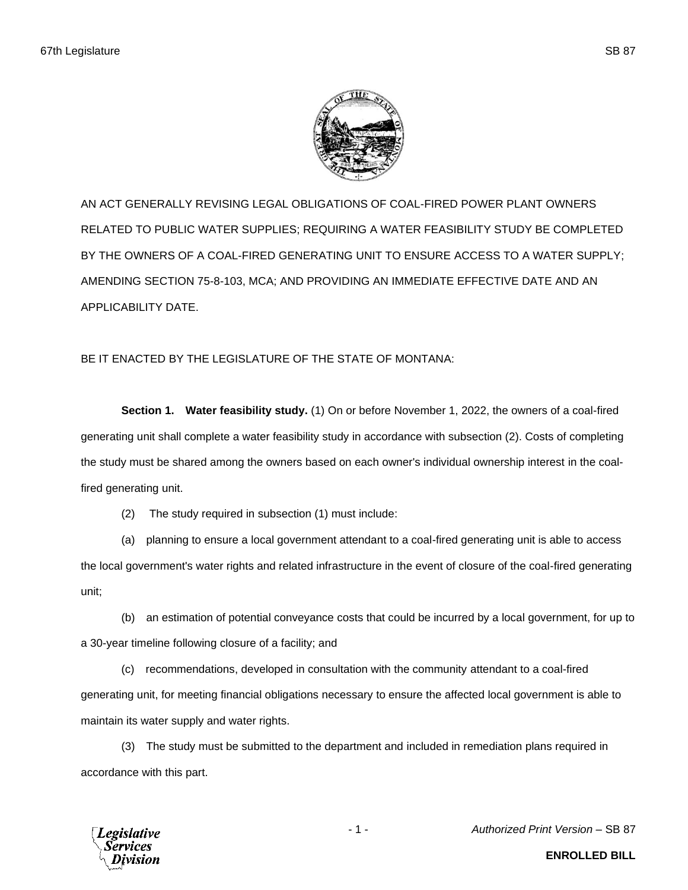AN ACT GENERALLY REVISING LEGAL OBLIGATIONS OF COAL-FIRED POWER PLANT OWNERS RELATED TO PUBLIC WATER SUPPLIES; REQUIRING A WATER FEASIBILITY STUDY BE COMPLETED BY THE OWNERS OF A COAL-FIRED GENERATING UNIT TO ENSURE ACCESS TO A WATER SUPPLY; AMENDING SECTION 75-8-103, MCA; AND PROVIDING AN IMMEDIATE EFFECTIVE DATE AND AN APPLICABILITY DATE.

BE IT ENACTED BY THE LEGISLATURE OF THE STATE OF MONTANA:

**Section 1. Water feasibility study.** (1) On or before November 1, 2022, the owners of a coal-fired generating unit shall complete a water feasibility study in accordance with subsection (2). Costs of completing the study must be shared among the owners based on each owner's individual ownership interest in the coal-fired generating unit.

(2) The study required in subsection (1) must include:

(a) planning to ensure a local government attendant to a coal-fired generating unit is able to access the local government's water rights and related infrastructure in the event of closure of the coal-fired generating unit;

(b) an estimation of potential conveyance costs that could be incurred by a local government, for up to a 30-year timeline following closure of a facility; and

(c) recommendations, developed in consultation with the community attendant to a coal-fired generating unit, for meeting financial obligations necessary to ensure the affected local government is able to maintain its water supply and water rights.

(3) The study must be submitted to the department and included in remediation plans required in accordance with this part.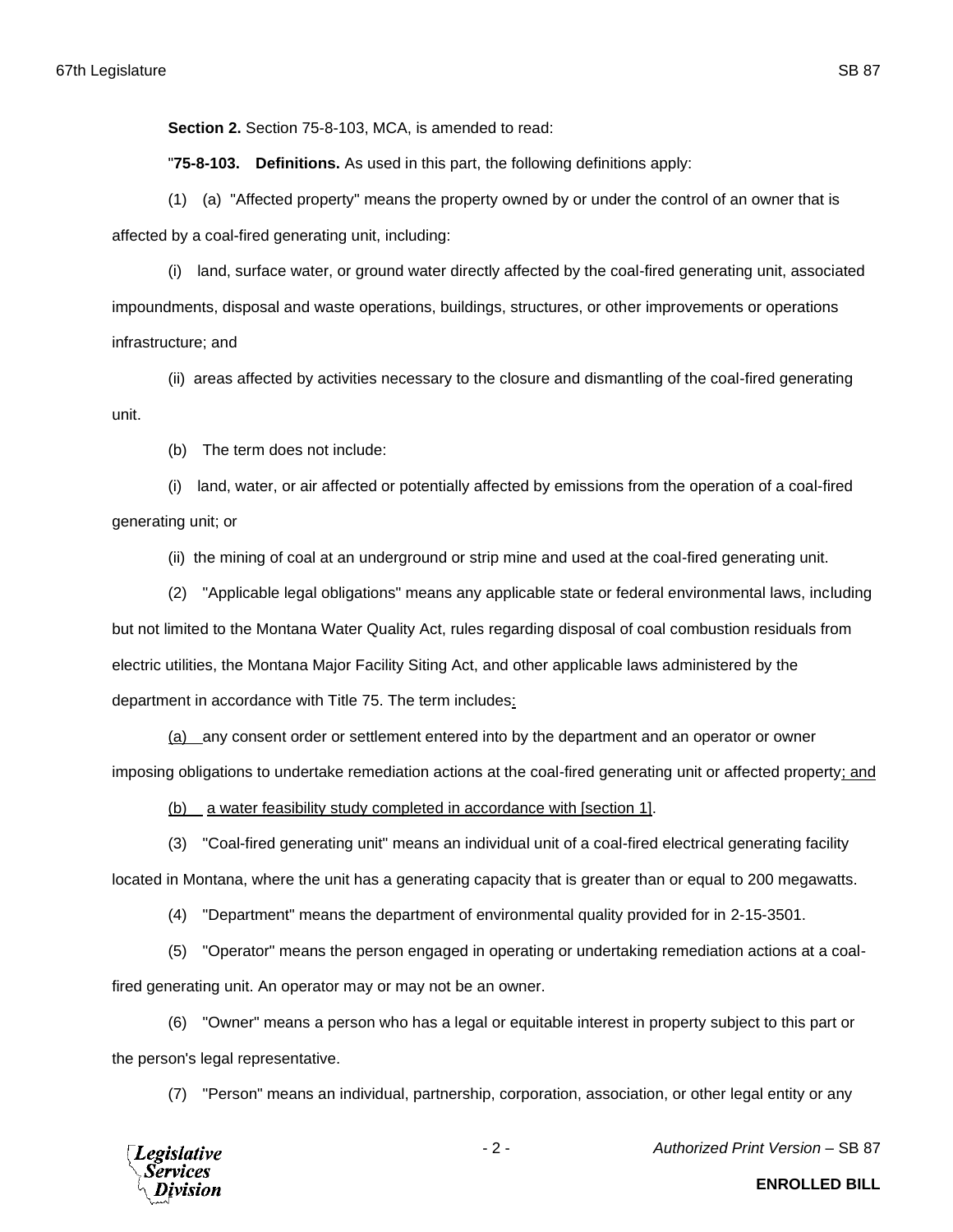**Section 2.** Section 75-8-103, MCA, is amended to read:

"**75-8-103. Definitions.** As used in this part, the following definitions apply:

(1) (a) "Affected property" means the property owned by or under the control of an owner that is affected by a coal-fired generating unit, including:

(i) land, surface water, or ground water directly affected by the coal-fired generating unit, associated impoundments, disposal and waste operations, buildings, structures, or other improvements or operations infrastructure; and

(ii) areas affected by activities necessary to the closure and dismantling of the coal-fired generating unit.

(b) The term does not include:

(i) land, water, or air affected or potentially affected by emissions from the operation of a coal-fired generating unit; or

(ii) the mining of coal at an underground or strip mine and used at the coal-fired generating unit.

(2) "Applicable legal obligations" means any applicable state or federal environmental laws, including but not limited to the Montana Water Quality Act, rules regarding disposal of coal combustion residuals from electric utilities, the Montana Major Facility Siting Act, and other applicable laws administered by the department in accordance with Title 75. The term includes:

(a) any consent order or settlement entered into by the department and an operator or owner imposing obligations to undertake remediation actions at the coal-fired generating unit or affected property; and

(b) a water feasibility study completed in accordance with [section 1].

(3) "Coal-fired generating unit" means an individual unit of a coal-fired electrical generating facility located in Montana, where the unit has a generating capacity that is greater than or equal to 200 megawatts.

(4) "Department" means the department of environmental quality provided for in 2-15-3501.

(5) "Operator" means the person engaged in operating or undertaking remediation actions at a coal-fired generating unit. An operator may or may not be an owner.

(6) "Owner" means a person who has a legal or equitable interest in property subject to this part or the person's legal representative.

(7) "Person" means an individual, partnership, corporation, association, or other legal entity or any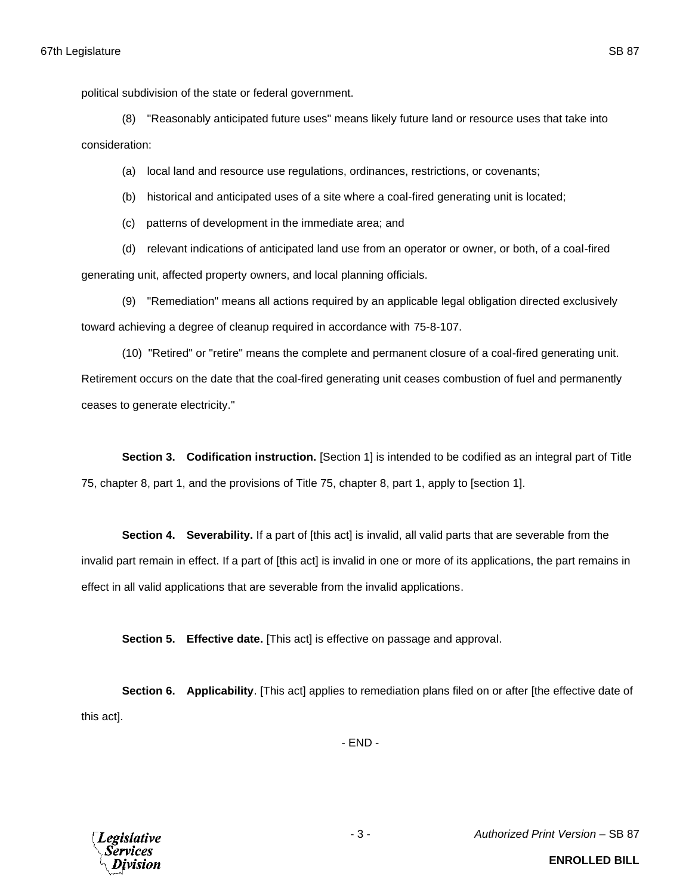political subdivision of the state or federal government.

(8) "Reasonably anticipated future uses" means likely future land or resource uses that take into consideration:

(a) local land and resource use regulations, ordinances, restrictions, or covenants;

(b) historical and anticipated uses of a site where a coal-fired generating unit is located;

(c) patterns of development in the immediate area; and

(d) relevant indications of anticipated land use from an operator or owner, or both, of a coal-fired generating unit, affected property owners, and local planning officials.

(9) "Remediation" means all actions required by an applicable legal obligation directed exclusively toward achieving a degree of cleanup required in accordance with 75-8-107.

(10) "Retired" or "retire" means the complete and permanent closure of a coal-fired generating unit. Retirement occurs on the date that the coal-fired generating unit ceases combustion of fuel and permanently ceases to generate electricity."

**Section 3. Codification instruction.** [Section 1] is intended to be codified as an integral part of Title 75, chapter 8, part 1, and the provisions of Title 75, chapter 8, part 1, apply to [section 1].

**Section 4. Severability.** If a part of [this act] is invalid, all valid parts that are severable from the invalid part remain in effect. If a part of [this act] is invalid in one or more of its applications, the part remains in effect in all valid applications that are severable from the invalid applications.

**Section 5. Effective date.** [This act] is effective on passage and approval.

**Section 6. Applicability**. [This act] applies to remediation plans filed on or after [the effective date of this act].

- END -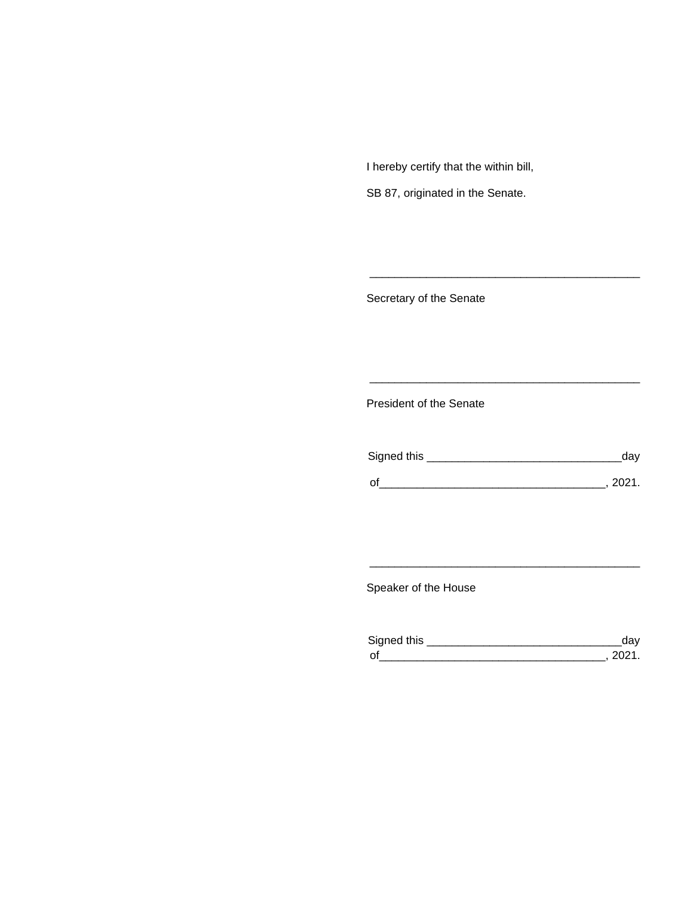I hereby certify that the within bill,

SB 87, originated in the Senate.

\_\_\_\_\_\_\_\_\_\_\_\_\_\_\_\_\_\_\_\_\_\_\_\_\_\_\_\_\_\_\_\_\_\_\_\_\_\_\_\_\_\_\_

Secretary of the Senate

\_\_\_\_\_\_\_\_\_\_\_\_\_\_\_\_\_\_\_\_\_\_\_\_\_\_\_\_\_\_\_\_\_\_\_\_\_\_\_\_\_\_\_

President of the Senate

Signed this \_\_\_\_\_\_\_\_\_\_\_\_\_\_\_\_\_\_\_\_\_\_\_\_\_\_\_\_\_\_day

of\_\_\_\_\_\_\_\_\_\_\_\_\_\_\_\_\_\_\_\_\_\_\_\_\_\_\_\_\_\_\_\_\_\_\_, 2021.

\_\_\_\_\_\_\_\_\_\_\_\_\_\_\_\_\_\_\_\_\_\_\_\_\_\_\_\_\_\_\_\_\_\_\_\_\_\_\_\_\_\_\_

Speaker of the House

Signed this \_\_\_\_\_\_\_\_\_\_\_\_\_\_\_\_\_\_\_\_\_\_\_\_\_\_\_\_\_\_day

of\_\_\_\_\_\_\_\_\_\_\_\_\_\_\_\_\_\_\_\_\_\_\_\_\_\_\_\_\_\_\_\_\_\_\_, 2021.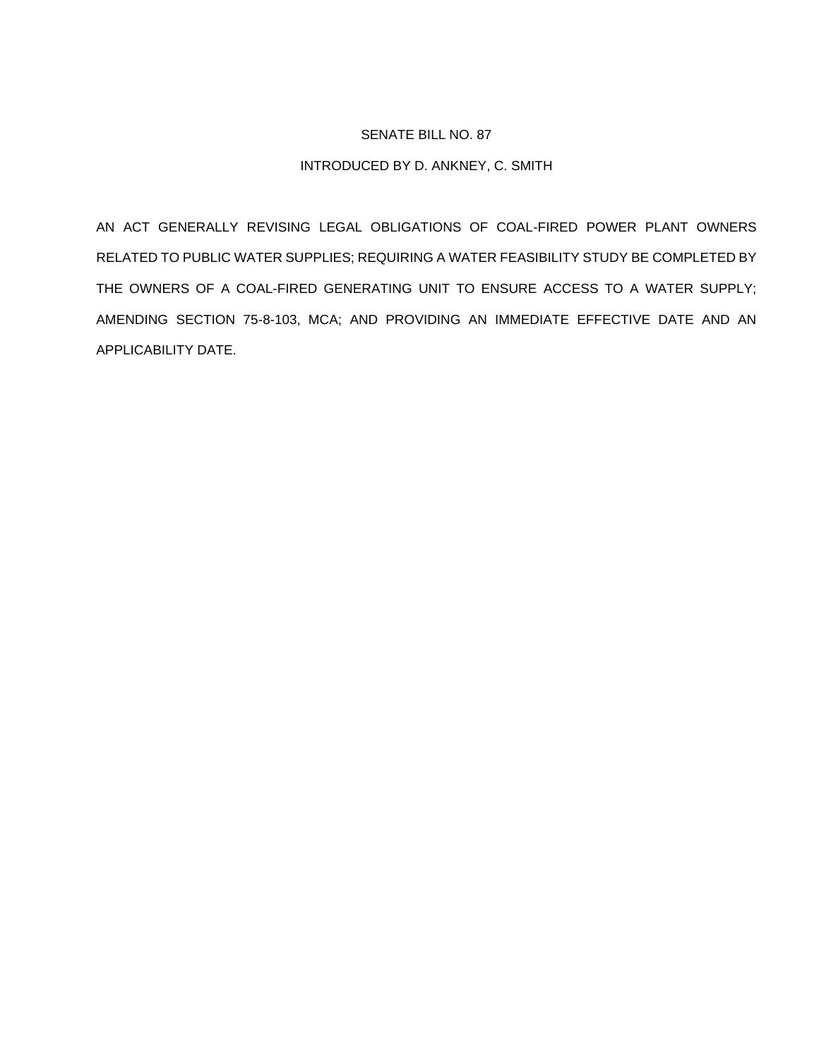SENATE BILL NO. 87

INTRODUCED BY D. ANKNEY, C. SMITH

AN ACT GENERALLY REVISING LEGAL OBLIGATIONS OF COAL-FIRED POWER PLANT OWNERS RELATED TO PUBLIC WATER SUPPLIES; REQUIRING A WATER FEASIBILITY STUDY BE COMPLETED BY THE OWNERS OF A COAL-FIRED GENERATING UNIT TO ENSURE ACCESS TO A WATER SUPPLY; AMENDING SECTION 75-8-103, MCA; AND PROVIDING AN IMMEDIATE EFFECTIVE DATE AND AN APPLICABILITY DATE.